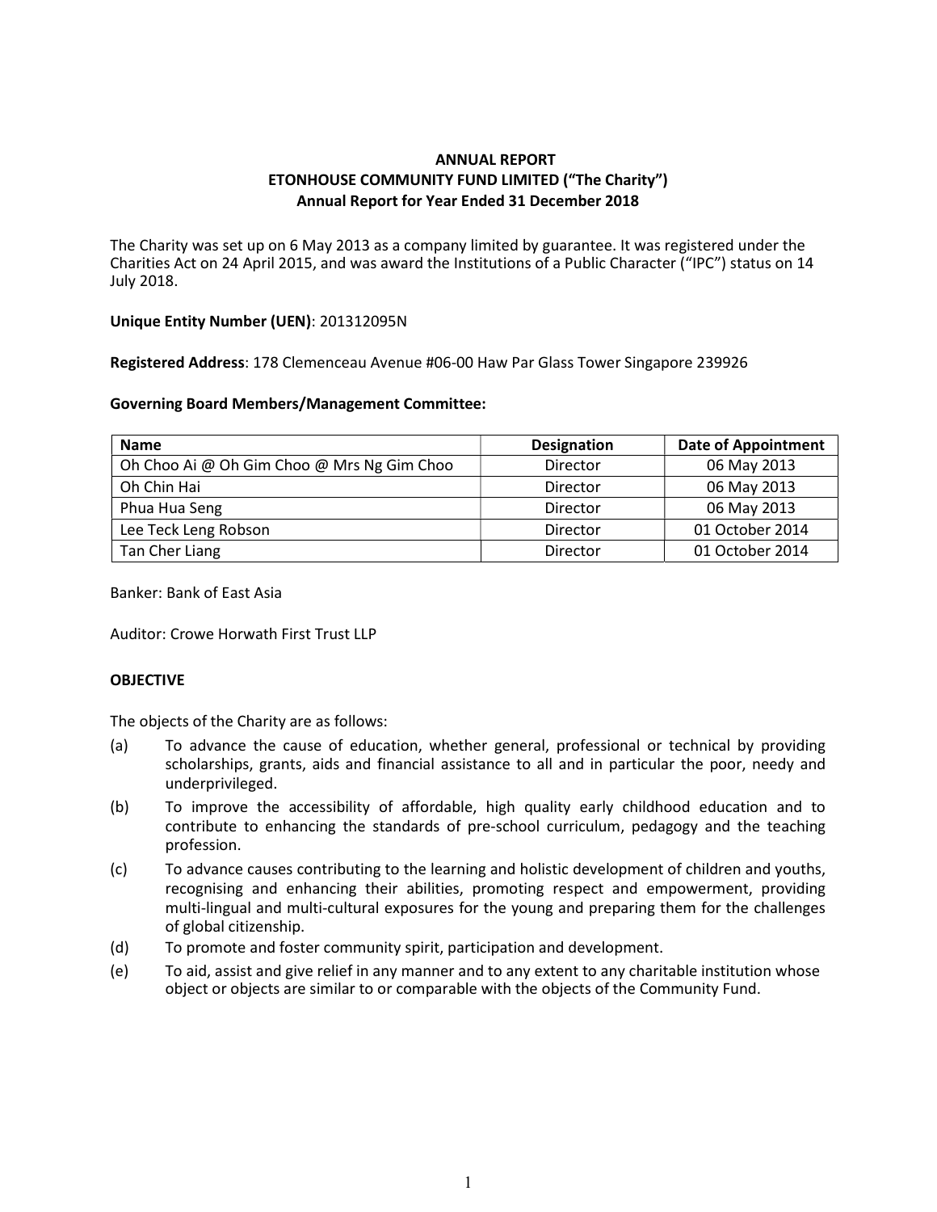# ANNUAL REPORT
## ETONHOUSE COMMUNITY FUND LIMITED ("The Charity")
## Annual Report for Year Ended 31 December 2018

The Charity was set up on 6 May 2013 as a company limited by guarantee. It was registered under the Charities Act on 24 April 2015, and was award the Institutions of a Public Character ("IPC") status on 14 July 2018.

**Unique Entity Number (UEN)**: 201312095N

**Registered Address**: 178 Clemenceau Avenue #06-00 Haw Par Glass Tower Singapore 239926

**Governing Board Members/Management Committee:**

| Name | Designation | Date of Appointment |
|---|---|---|
| Oh Choo Ai @ Oh Gim Choo @ Mrs Ng Gim Choo | Director | 06 May 2013 |
| Oh Chin Hai | Director | 06 May 2013 |
| Phua Hua Seng | Director | 06 May 2013 |
| Lee Teck Leng Robson | Director | 01 October 2014 |
| Tan Cher Liang | Director | 01 October 2014 |

Banker: Bank of East Asia

Auditor: Crowe Horwath First Trust LLP

**OBJECTIVE**

The objects of the Charity are as follows:

(a) To advance the cause of education, whether general, professional or technical by providing scholarships, grants, aids and financial assistance to all and in particular the poor, needy and underprivileged.

(b) To improve the accessibility of affordable, high quality early childhood education and to contribute to enhancing the standards of pre-school curriculum, pedagogy and the teaching profession.

(c) To advance causes contributing to the learning and holistic development of children and youths, recognising and enhancing their abilities, promoting respect and empowerment, providing multi-lingual and multi-cultural exposures for the young and preparing them for the challenges of global citizenship.

(d) To promote and foster community spirit, participation and development.

(e) To aid, assist and give relief in any manner and to any extent to any charitable institution whose object or objects are similar to or comparable with the objects of the Community Fund.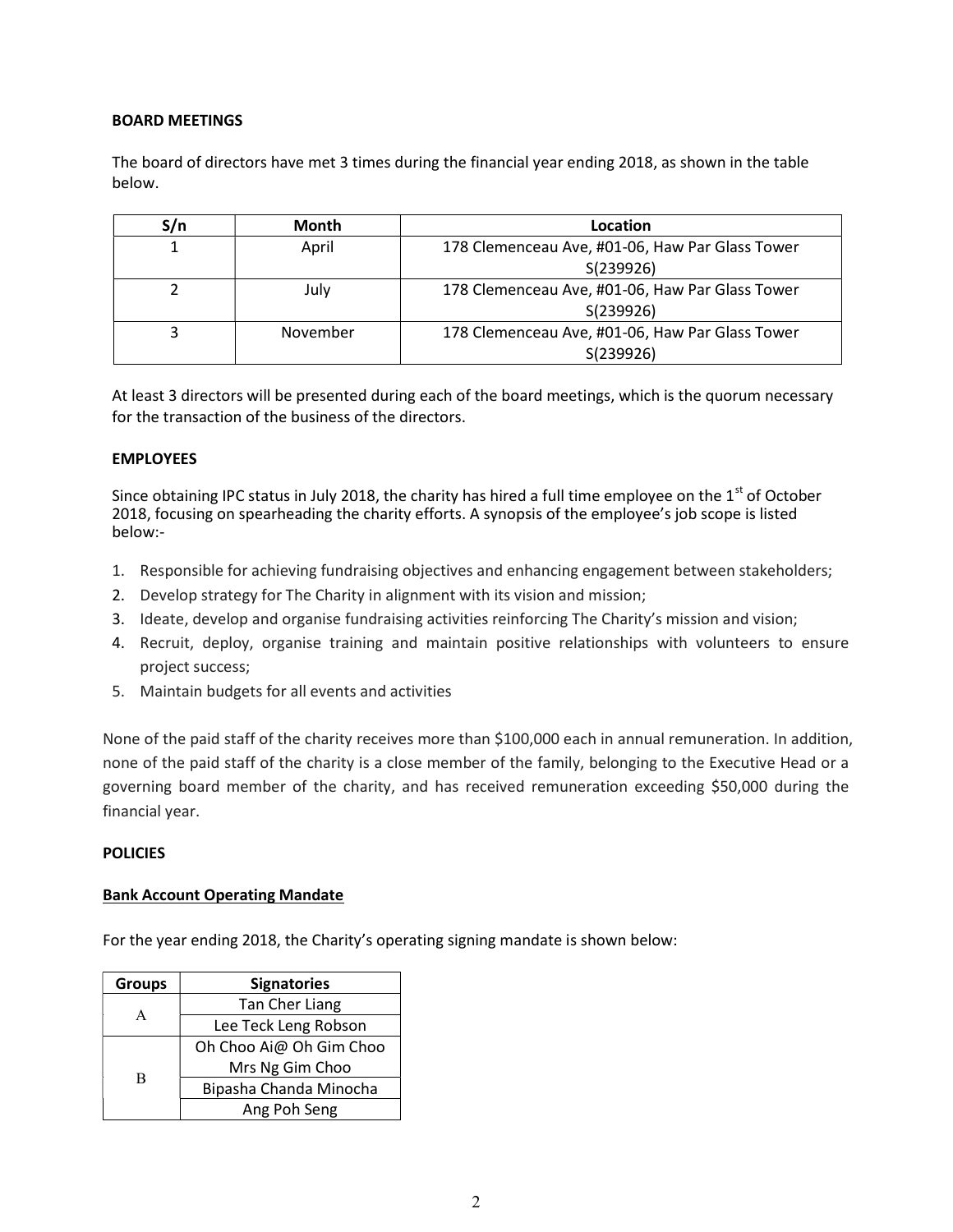**BOARD MEETINGS**

The board of directors have met 3 times during the financial year ending 2018, as shown in the table below.

| S/n | Month | Location |
|---|---|---|
| 1 | April | 178 Clemenceau Ave, #01-06, Haw Par Glass Tower S(239926) |
| 2 | July | 178 Clemenceau Ave, #01-06, Haw Par Glass Tower S(239926) |
| 3 | November | 178 Clemenceau Ave, #01-06, Haw Par Glass Tower S(239926) |

At least 3 directors will be presented during each of the board meetings, which is the quorum necessary for the transaction of the business of the directors.

**EMPLOYEES**

Since obtaining IPC status in July 2018, the charity has hired a full time employee on the 1st of October 2018, focusing on spearheading the charity efforts. A synopsis of the employee's job scope is listed below:-

1. Responsible for achieving fundraising objectives and enhancing engagement between stakeholders;
2. Develop strategy for The Charity in alignment with its vision and mission;
3. Ideate, develop and organise fundraising activities reinforcing The Charity's mission and vision;
4. Recruit, deploy, organise training and maintain positive relationships with volunteers to ensure project success;
5. Maintain budgets for all events and activities

None of the paid staff of the charity receives more than $100,000 each in annual remuneration. In addition, none of the paid staff of the charity is a close member of the family, belonging to the Executive Head or a governing board member of the charity, and has received remuneration exceeding $50,000 during the financial year.

**POLICIES**

**Bank Account Operating Mandate**

For the year ending 2018, the Charity's operating signing mandate is shown below:

| Groups | Signatories |
|---|---|
| A | Tan Cher Liang |
| | Lee Teck Leng Robson |
| B | Oh Choo Ai@ Oh Gim Choo Mrs Ng Gim Choo |
| | Bipasha Chanda Minocha |
| | Ang Poh Seng |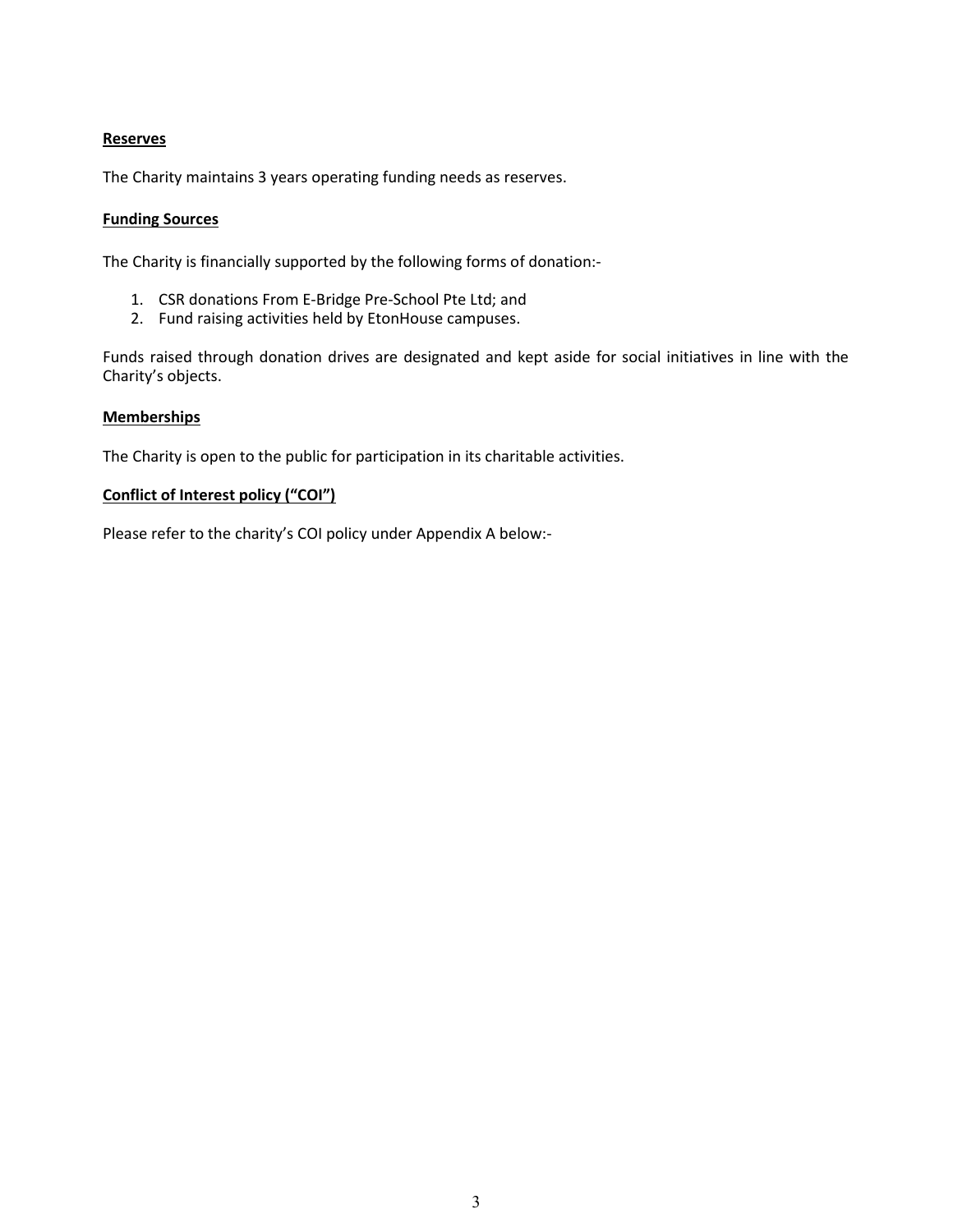**Reserves**

The Charity maintains 3 years operating funding needs as reserves.

**Funding Sources**

The Charity is financially supported by the following forms of donation:-

1. CSR donations From E-Bridge Pre-School Pte Ltd; and
2. Fund raising activities held by EtonHouse campuses.

Funds raised through donation drives are designated and kept aside for social initiatives in line with the Charity's objects.

**Memberships**

The Charity is open to the public for participation in its charitable activities.

**Conflict of Interest policy ("COI")**

Please refer to the charity's COI policy under Appendix A below:-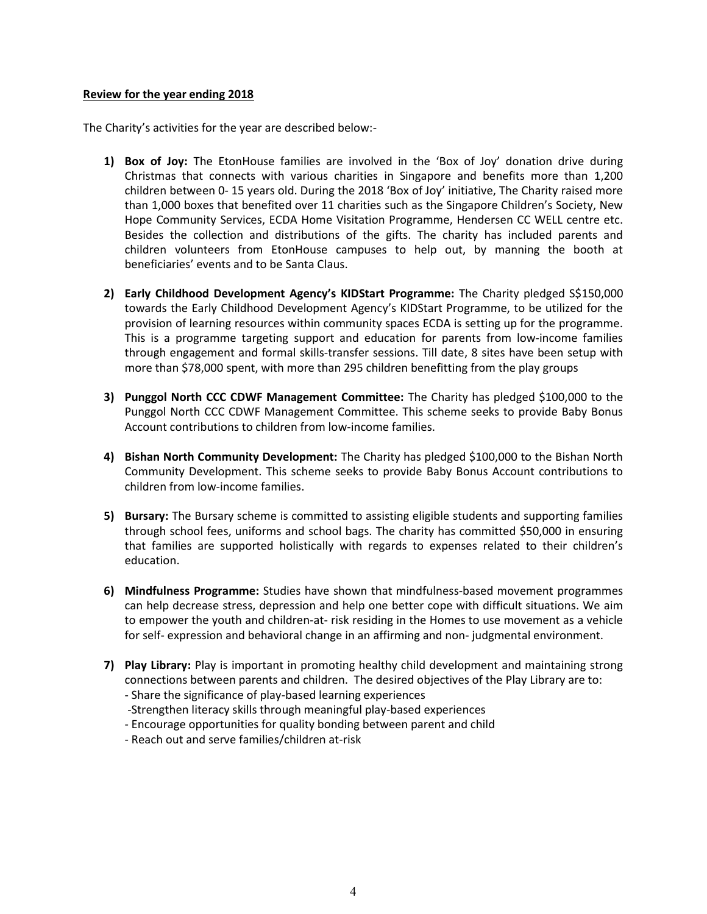**Review for the year ending 2018**

The Charity's activities for the year are described below:-

1) **Box of Joy:** The EtonHouse families are involved in the 'Box of Joy' donation drive during Christmas that connects with various charities in Singapore and benefits more than 1,200 children between 0- 15 years old. During the 2018 'Box of Joy' initiative, The Charity raised more than 1,000 boxes that benefited over 11 charities such as the Singapore Children's Society, New Hope Community Services, ECDA Home Visitation Programme, Hendersen CC WELL centre etc. Besides the collection and distributions of the gifts. The charity has included parents and children volunteers from EtonHouse campuses to help out, by manning the booth at beneficiaries' events and to be Santa Claus.

2) **Early Childhood Development Agency's KIDStart Programme:** The Charity pledged S$150,000 towards the Early Childhood Development Agency's KIDStart Programme, to be utilized for the provision of learning resources within community spaces ECDA is setting up for the programme. This is a programme targeting support and education for parents from low-income families through engagement and formal skills-transfer sessions. Till date, 8 sites have been setup with more than $78,000 spent, with more than 295 children benefitting from the play groups

3) **Punggol North CCC CDWF Management Committee:** The Charity has pledged $100,000 to the Punggol North CCC CDWF Management Committee. This scheme seeks to provide Baby Bonus Account contributions to children from low-income families.

4) **Bishan North Community Development:** The Charity has pledged $100,000 to the Bishan North Community Development. This scheme seeks to provide Baby Bonus Account contributions to children from low-income families.

5) **Bursary:** The Bursary scheme is committed to assisting eligible students and supporting families through school fees, uniforms and school bags. The charity has committed $50,000 in ensuring that families are supported holistically with regards to expenses related to their children's education.

6) **Mindfulness Programme:** Studies have shown that mindfulness-based movement programmes can help decrease stress, depression and help one better cope with difficult situations. We aim to empower the youth and children-at- risk residing in the Homes to use movement as a vehicle for self- expression and behavioral change in an affirming and non- judgmental environment.

7) **Play Library:** Play is important in promoting healthy child development and maintaining strong connections between parents and children. The desired objectives of the Play Library are to:
   - Share the significance of play-based learning experiences
   - Strengthen literacy skills through meaningful play-based experiences
   - Encourage opportunities for quality bonding between parent and child
   - Reach out and serve families/children at-risk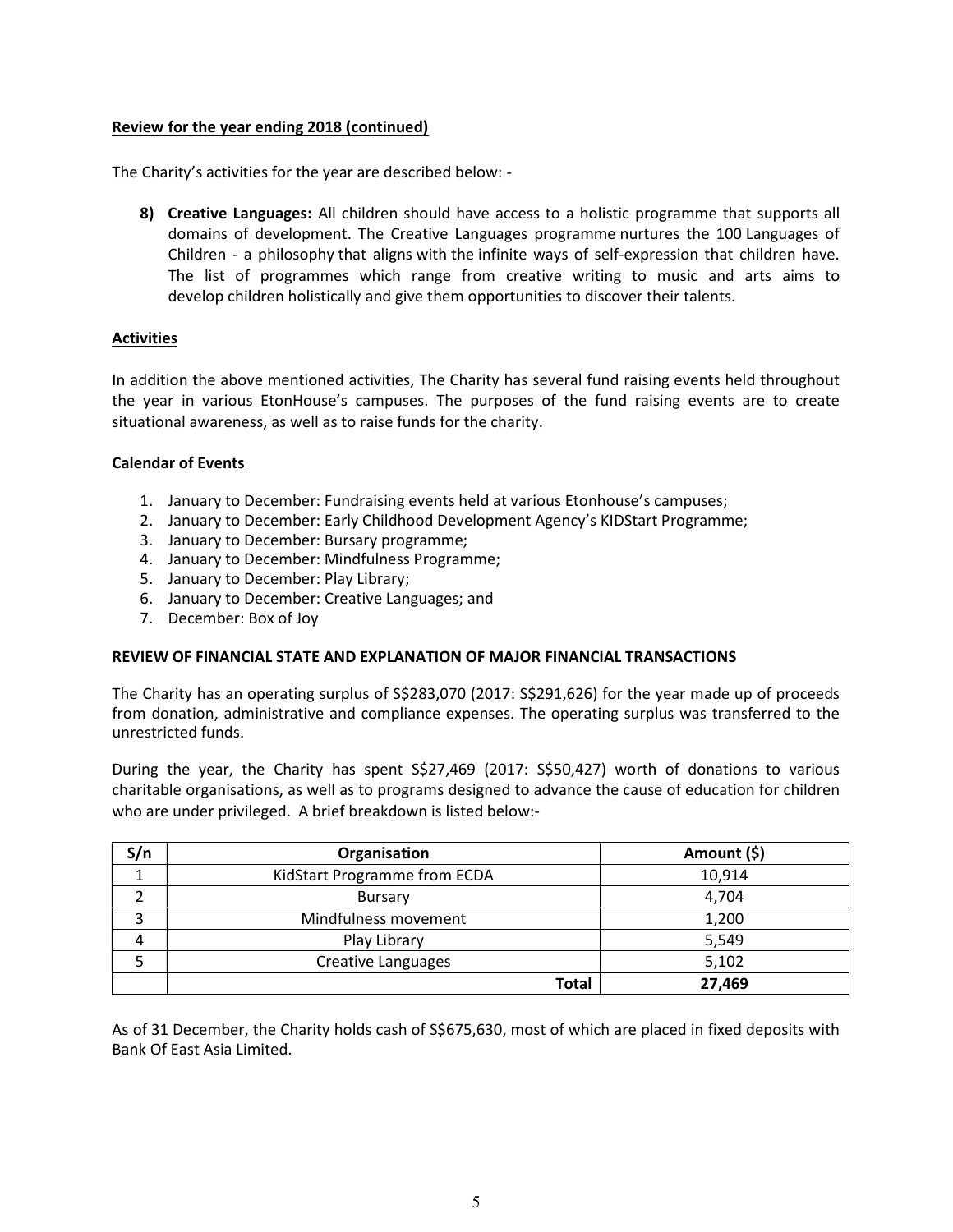**Review for the year ending 2018 (continued)**

The Charity's activities for the year are described below: -

8) **Creative Languages:** All children should have access to a holistic programme that supports all domains of development. The Creative Languages programme nurtures the 100 Languages of Children - a philosophy that aligns with the infinite ways of self-expression that children have. The list of programmes which range from creative writing to music and arts aims to develop children holistically and give them opportunities to discover their talents.

**Activities**

In addition the above mentioned activities, The Charity has several fund raising events held throughout the year in various EtonHouse's campuses. The purposes of the fund raising events are to create situational awareness, as well as to raise funds for the charity.

**Calendar of Events**

1. January to December: Fundraising events held at various Etonhouse's campuses;
2. January to December: Early Childhood Development Agency's KIDStart Programme;
3. January to December: Bursary programme;
4. January to December: Mindfulness Programme;
5. January to December: Play Library;
6. January to December: Creative Languages; and
7. December: Box of Joy

**REVIEW OF FINANCIAL STATE AND EXPLANATION OF MAJOR FINANCIAL TRANSACTIONS**

The Charity has an operating surplus of S$283,070 (2017: S$291,626) for the year made up of proceeds from donation, administrative and compliance expenses. The operating surplus was transferred to the unrestricted funds.

During the year, the Charity has spent S$27,469 (2017: S$50,427) worth of donations to various charitable organisations, as well as to programs designed to advance the cause of education for children who are under privileged. A brief breakdown is listed below:-

| S/n | Organisation | Amount ($) |
|---|---|---|
| 1 | KidStart Programme from ECDA | 10,914 |
| 2 | Bursary | 4,704 |
| 3 | Mindfulness movement | 1,200 |
| 4 | Play Library | 5,549 |
| 5 | Creative Languages | 5,102 |
| | **Total** | **27,469** |

As of 31 December, the Charity holds cash of S$675,630, most of which are placed in fixed deposits with Bank Of East Asia Limited.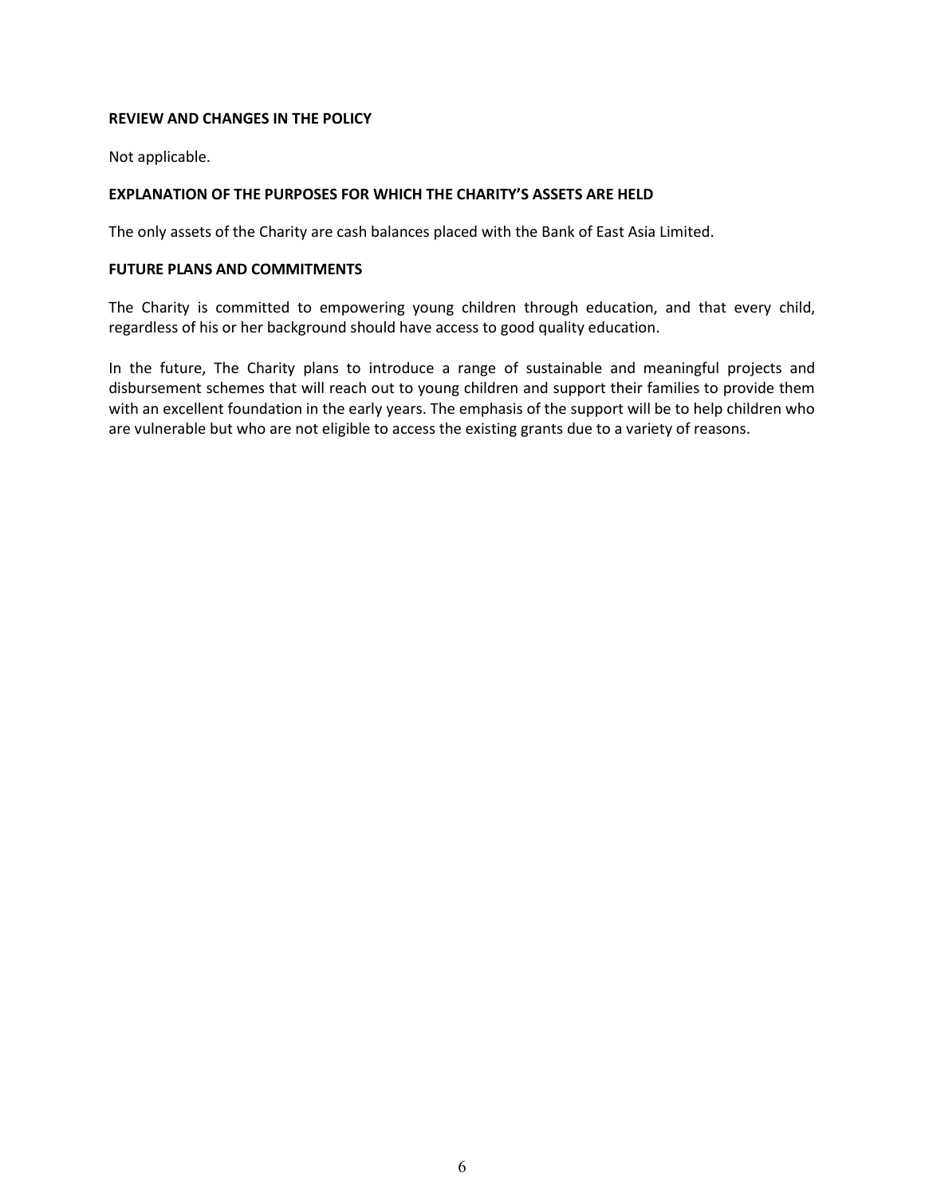**REVIEW AND CHANGES IN THE POLICY**

Not applicable.

**EXPLANATION OF THE PURPOSES FOR WHICH THE CHARITY'S ASSETS ARE HELD**

The only assets of the Charity are cash balances placed with the Bank of East Asia Limited.

**FUTURE PLANS AND COMMITMENTS**

The Charity is committed to empowering young children through education, and that every child, regardless of his or her background should have access to good quality education.

In the future, The Charity plans to introduce a range of sustainable and meaningful projects and disbursement schemes that will reach out to young children and support their families to provide them with an excellent foundation in the early years. The emphasis of the support will be to help children who are vulnerable but who are not eligible to access the existing grants due to a variety of reasons.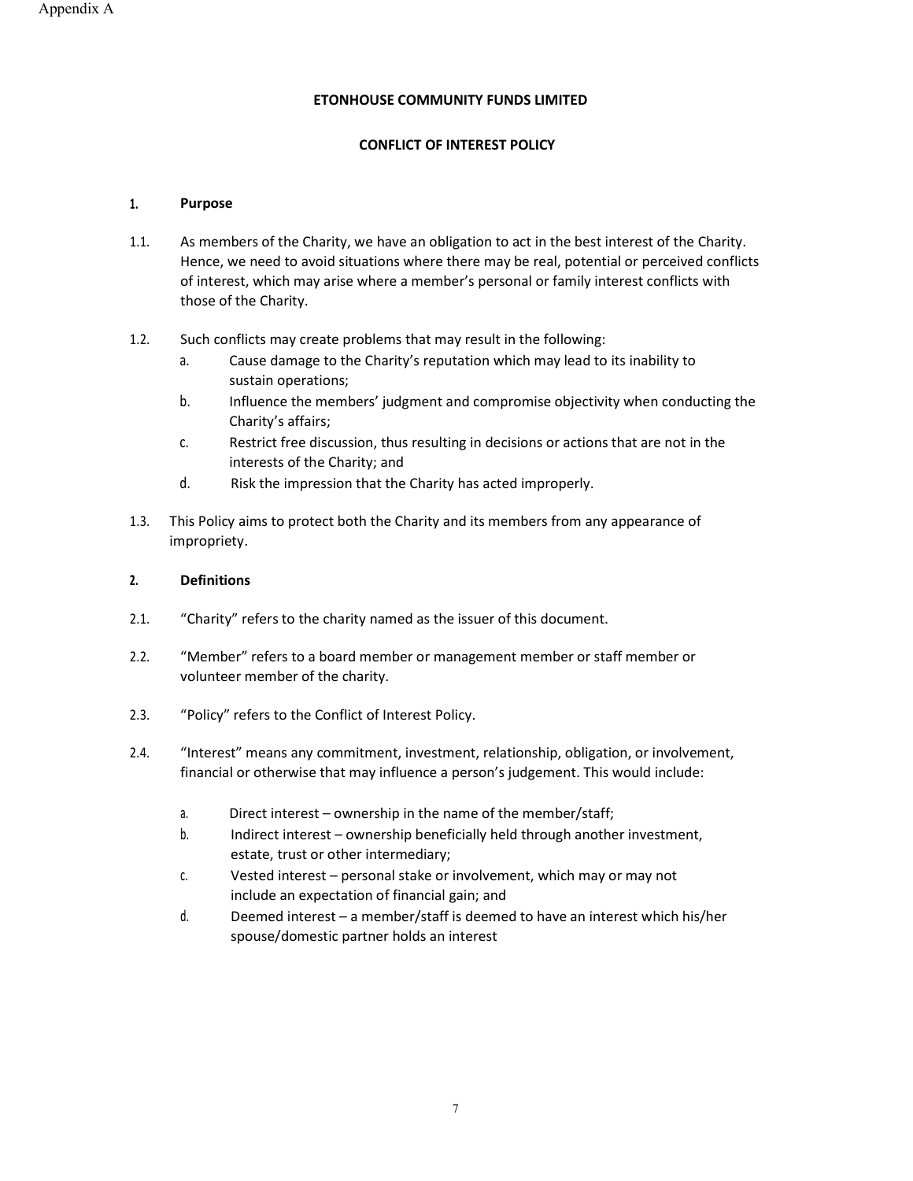Appendix A

**ETONHOUSE COMMUNITY FUNDS LIMITED**

**CONFLICT OF INTEREST POLICY**

## 1. Purpose

1.1. As members of the Charity, we have an obligation to act in the best interest of the Charity. Hence, we need to avoid situations where there may be real, potential or perceived conflicts of interest, which may arise where a member's personal or family interest conflicts with those of the Charity.

1.2. Such conflicts may create problems that may result in the following:

a. Cause damage to the Charity's reputation which may lead to its inability to sustain operations;

b. Influence the members' judgment and compromise objectivity when conducting the Charity's affairs;

c. Restrict free discussion, thus resulting in decisions or actions that are not in the interests of the Charity; and

d. Risk the impression that the Charity has acted improperly.

1.3. This Policy aims to protect both the Charity and its members from any appearance of impropriety.

## 2. Definitions

2.1. "Charity" refers to the charity named as the issuer of this document.

2.2. "Member" refers to a board member or management member or staff member or volunteer member of the charity.

2.3. "Policy" refers to the Conflict of Interest Policy.

2.4. "Interest" means any commitment, investment, relationship, obligation, or involvement, financial or otherwise that may influence a person's judgement. This would include:

a. Direct interest – ownership in the name of the member/staff;

b. Indirect interest – ownership beneficially held through another investment, estate, trust or other intermediary;

c. Vested interest – personal stake or involvement, which may or may not include an expectation of financial gain; and

d. Deemed interest – a member/staff is deemed to have an interest which his/her spouse/domestic partner holds an interest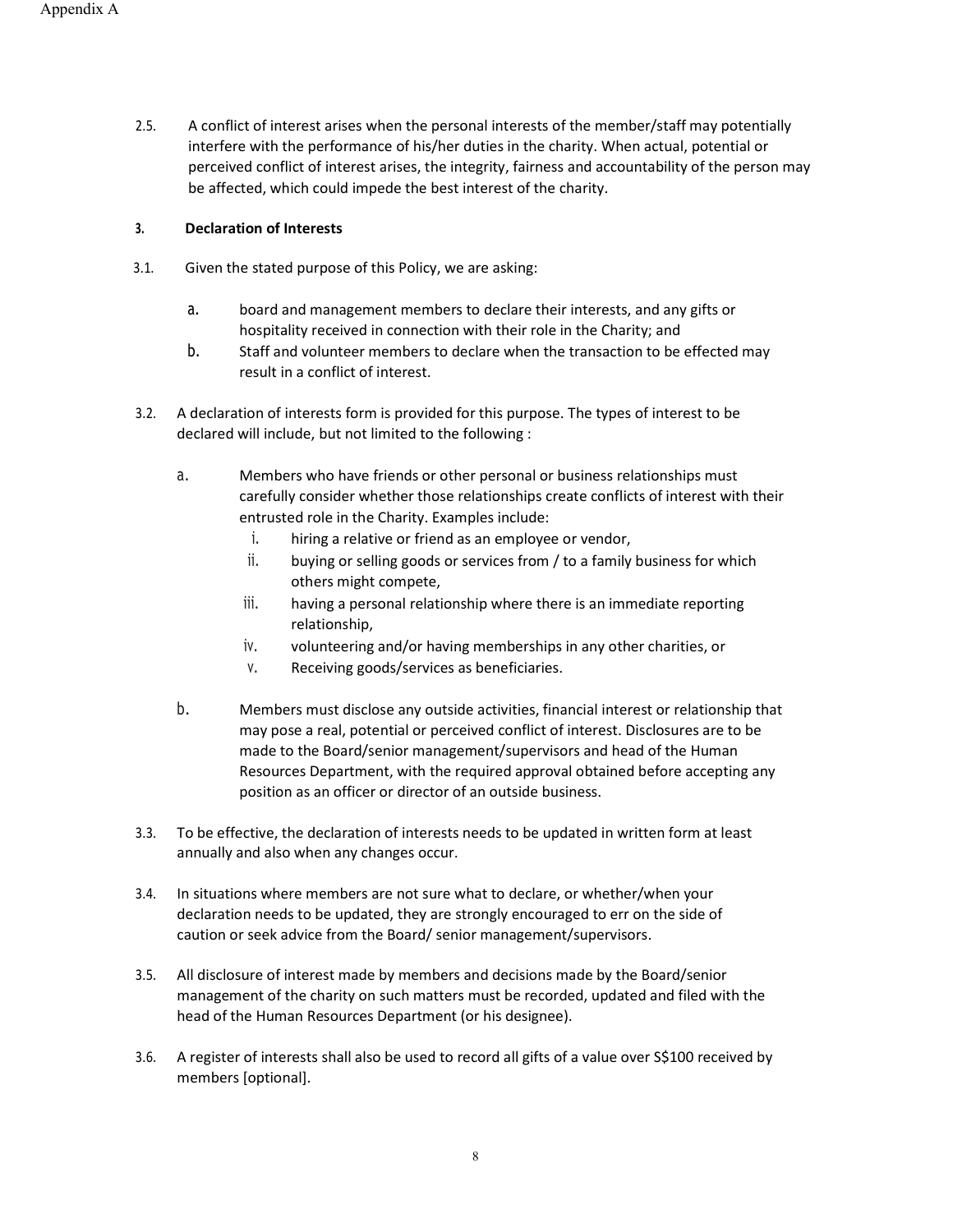2.5. A conflict of interest arises when the personal interests of the member/staff may potentially interfere with the performance of his/her duties in the charity. When actual, potential or perceived conflict of interest arises, the integrity, fairness and accountability of the person may be affected, which could impede the best interest of the charity.

### 3. Declaration of Interests

3.1. Given the stated purpose of this Policy, we are asking:

a. board and management members to declare their interests, and any gifts or hospitality received in connection with their role in the Charity; and

b. Staff and volunteer members to declare when the transaction to be effected may result in a conflict of interest.

3.2. A declaration of interests form is provided for this purpose. The types of interest to be declared will include, but not limited to the following :

a. Members who have friends or other personal or business relationships must carefully consider whether those relationships create conflicts of interest with their entrusted role in the Charity. Examples include:

   i. hiring a relative or friend as an employee or vendor,
   ii. buying or selling goods or services from / to a family business for which others might compete,
   iii. having a personal relationship where there is an immediate reporting relationship,
   iv. volunteering and/or having memberships in any other charities, or
   v. Receiving goods/services as beneficiaries.

b. Members must disclose any outside activities, financial interest or relationship that may pose a real, potential or perceived conflict of interest. Disclosures are to be made to the Board/senior management/supervisors and head of the Human Resources Department, with the required approval obtained before accepting any position as an officer or director of an outside business.

3.3. To be effective, the declaration of interests needs to be updated in written form at least annually and also when any changes occur.

3.4. In situations where members are not sure what to declare, or whether/when your declaration needs to be updated, they are strongly encouraged to err on the side of caution or seek advice from the Board/ senior management/supervisors.

3.5. All disclosure of interest made by members and decisions made by the Board/senior management of the charity on such matters must be recorded, updated and filed with the head of the Human Resources Department (or his designee).

3.6. A register of interests shall also be used to record all gifts of a value over S$100 received by members [optional].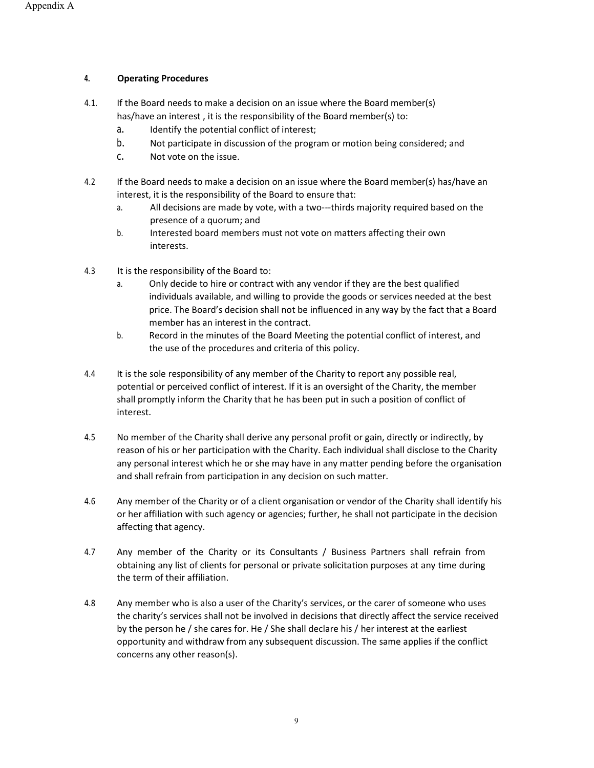## 4. Operating Procedures

4.1. If the Board needs to make a decision on an issue where the Board member(s) has/have an interest , it is the responsibility of the Board member(s) to:

- a. Identify the potential conflict of interest;
- b. Not participate in discussion of the program or motion being considered; and
- c. Not vote on the issue.

4.2 If the Board needs to make a decision on an issue where the Board member(s) has/have an interest, it is the responsibility of the Board to ensure that:

- a. All decisions are made by vote, with a two---thirds majority required based on the presence of a quorum; and
- b. Interested board members must not vote on matters affecting their own interests.

4.3 It is the responsibility of the Board to:

- a. Only decide to hire or contract with any vendor if they are the best qualified individuals available, and willing to provide the goods or services needed at the best price. The Board's decision shall not be influenced in any way by the fact that a Board member has an interest in the contract.
- b. Record in the minutes of the Board Meeting the potential conflict of interest, and the use of the procedures and criteria of this policy.

4.4 It is the sole responsibility of any member of the Charity to report any possible real, potential or perceived conflict of interest. If it is an oversight of the Charity, the member shall promptly inform the Charity that he has been put in such a position of conflict of interest.

4.5 No member of the Charity shall derive any personal profit or gain, directly or indirectly, by reason of his or her participation with the Charity. Each individual shall disclose to the Charity any personal interest which he or she may have in any matter pending before the organisation and shall refrain from participation in any decision on such matter.

4.6 Any member of the Charity or of a client organisation or vendor of the Charity shall identify his or her affiliation with such agency or agencies; further, he shall not participate in the decision affecting that agency.

4.7 Any member of the Charity or its Consultants / Business Partners shall refrain from obtaining any list of clients for personal or private solicitation purposes at any time during the term of their affiliation.

4.8 Any member who is also a user of the Charity's services, or the carer of someone who uses the charity's services shall not be involved in decisions that directly affect the service received by the person he / she cares for. He / She shall declare his / her interest at the earliest opportunity and withdraw from any subsequent discussion. The same applies if the conflict concerns any other reason(s).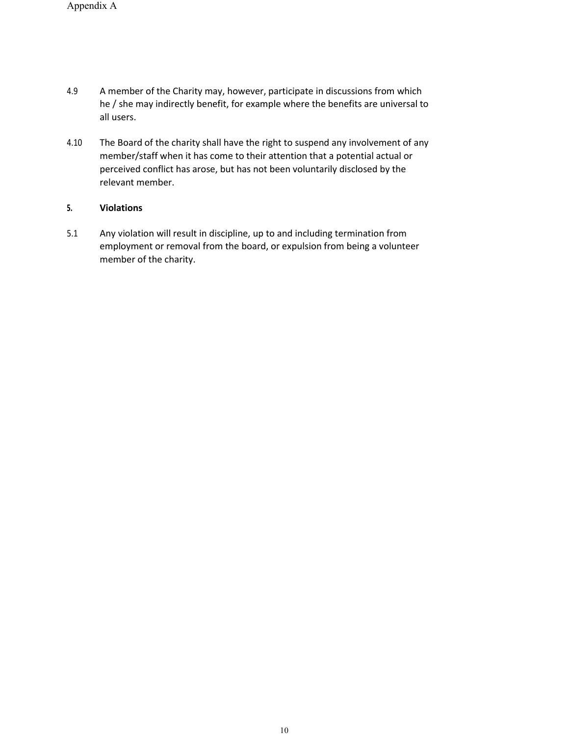4.9 A member of the Charity may, however, participate in discussions from which he / she may indirectly benefit, for example where the benefits are universal to all users.

4.10 The Board of the charity shall have the right to suspend any involvement of any member/staff when it has come to their attention that a potential actual or perceived conflict has arose, but has not been voluntarily disclosed by the relevant member.

## 5. Violations

5.1 Any violation will result in discipline, up to and including termination from employment or removal from the board, or expulsion from being a volunteer member of the charity.